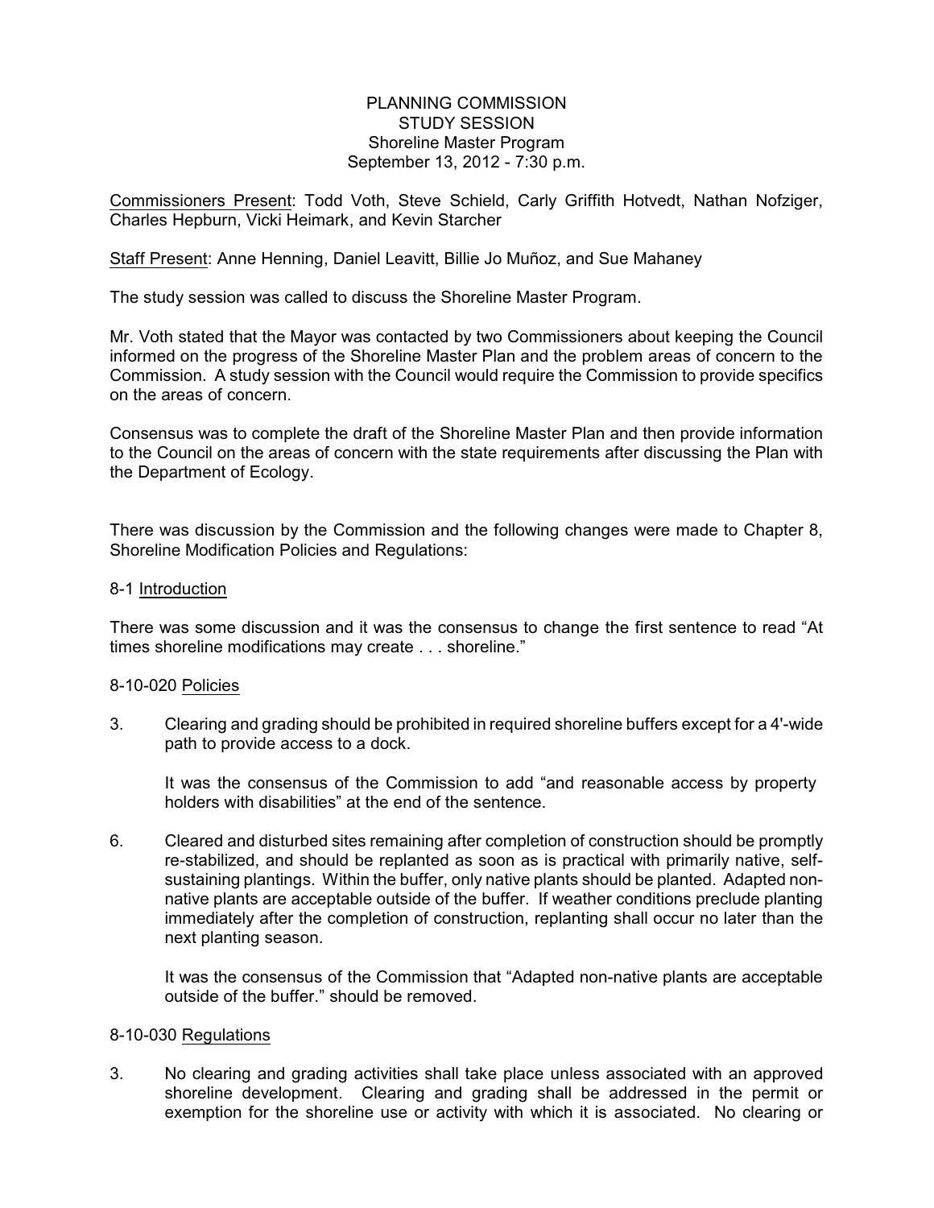PLANNING COMMISSION
STUDY SESSION
Shoreline Master Program
September 13, 2012 - 7:30 p.m.

Commissioners Present: Todd Voth, Steve Schield, Carly Griffith Hotvedt, Nathan Nofziger, Charles Hepburn, Vicki Heimark, and Kevin Starcher

Staff Present: Anne Henning, Daniel Leavitt, Billie Jo Muñoz, and Sue Mahaney

The study session was called to discuss the Shoreline Master Program.

Mr. Voth stated that the Mayor was contacted by two Commissioners about keeping the Council informed on the progress of the Shoreline Master Plan and the problem areas of concern to the Commission. A study session with the Council would require the Commission to provide specifics on the areas of concern.

Consensus was to complete the draft of the Shoreline Master Plan and then provide information to the Council on the areas of concern with the state requirements after discussing the Plan with the Department of Ecology.

There was discussion by the Commission and the following changes were made to Chapter 8, Shoreline Modification Policies and Regulations:

8-1 Introduction

There was some discussion and it was the consensus to change the first sentence to read "At times shoreline modifications may create . . . shoreline."

8-10-020 Policies

3. Clearing and grading should be prohibited in required shoreline buffers except for a 4'-wide path to provide access to a dock.

   It was the consensus of the Commission to add "and reasonable access by property holders with disabilities" at the end of the sentence.

6. Cleared and disturbed sites remaining after completion of construction should be promptly re-stabilized, and should be replanted as soon as is practical with primarily native, self-sustaining plantings. Within the buffer, only native plants should be planted. Adapted non-native plants are acceptable outside of the buffer. If weather conditions preclude planting immediately after the completion of construction, replanting shall occur no later than the next planting season.

   It was the consensus of the Commission that "Adapted non-native plants are acceptable outside of the buffer." should be removed.

8-10-030 Regulations

3. No clearing and grading activities shall take place unless associated with an approved shoreline development. Clearing and grading shall be addressed in the permit or exemption for the shoreline use or activity with which it is associated. No clearing or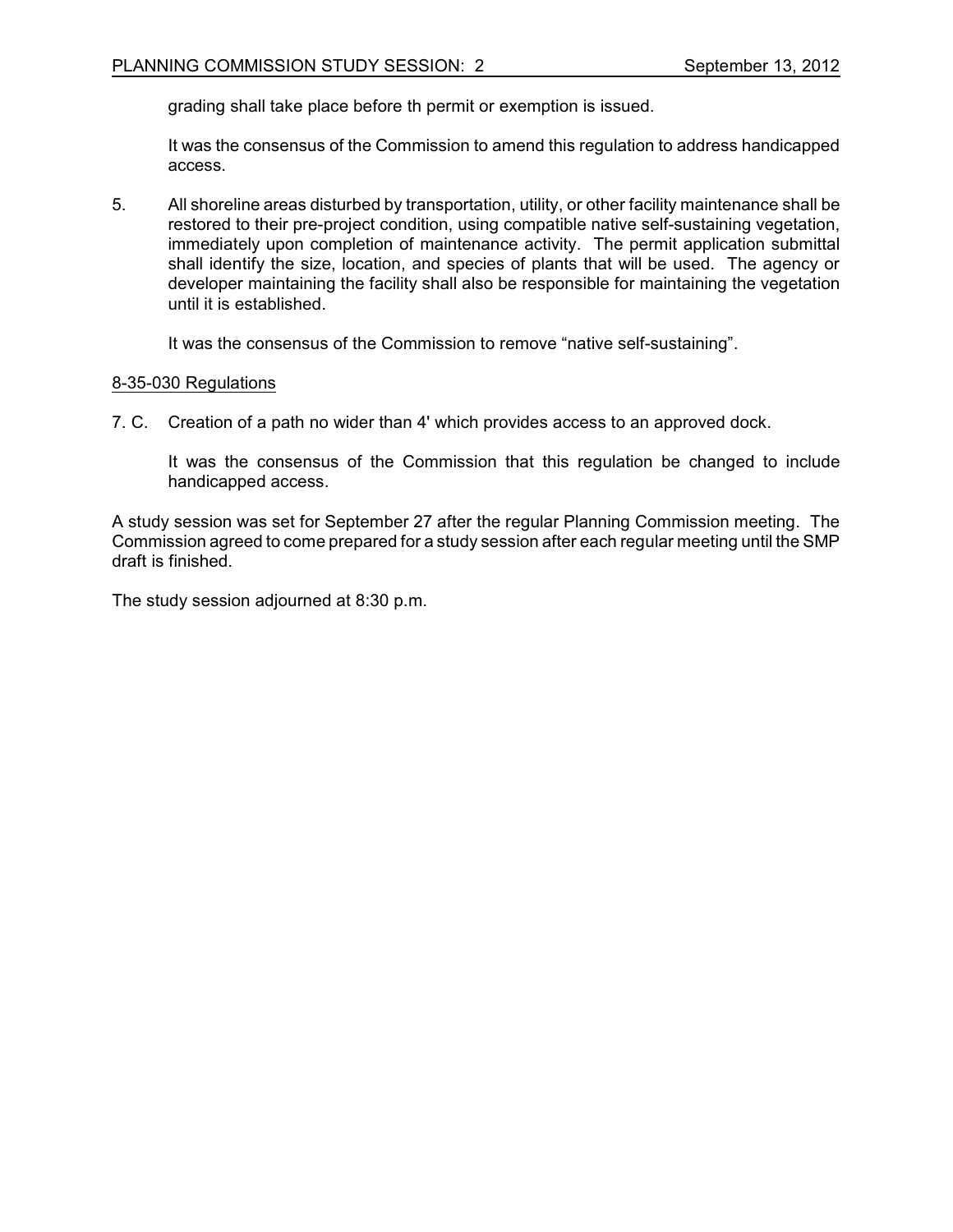grading shall take place before th permit or exemption is issued.

It was the consensus of the Commission to amend this regulation to address handicapped access.

5. All shoreline areas disturbed by transportation, utility, or other facility maintenance shall be restored to their pre-project condition, using compatible native self-sustaining vegetation, immediately upon completion of maintenance activity. The permit application submittal shall identify the size, location, and species of plants that will be used. The agency or developer maintaining the facility shall also be responsible for maintaining the vegetation until it is established.

   It was the consensus of the Commission to remove "native self-sustaining".

<u>8-35-030 Regulations</u>

7. C. Creation of a path no wider than 4' which provides access to an approved dock.

   It was the consensus of the Commission that this regulation be changed to include handicapped access.

A study session was set for September 27 after the regular Planning Commission meeting. The Commission agreed to come prepared for a study session after each regular meeting until the SMP draft is finished.

The study session adjourned at 8:30 p.m.